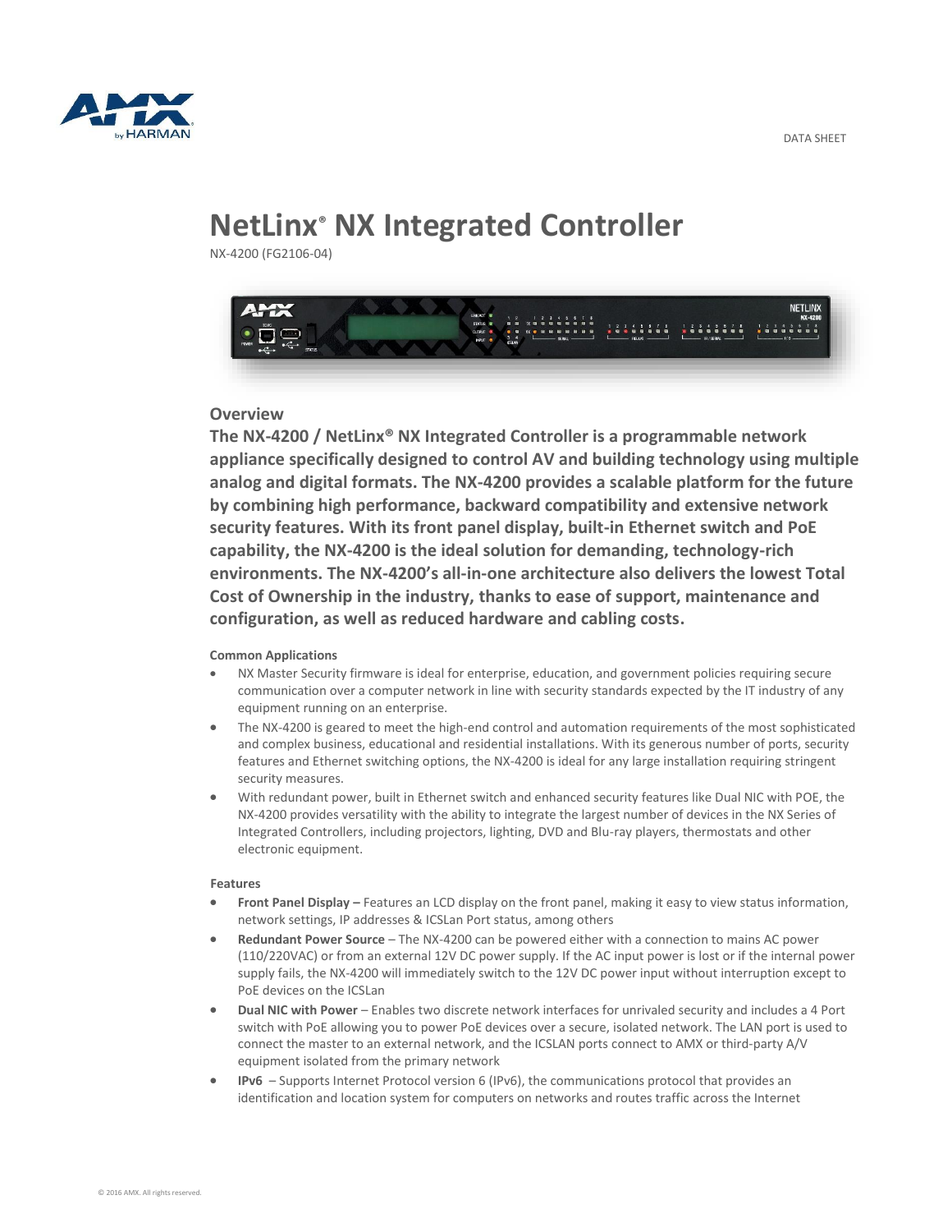DATA SHEET

# NetLinx® NX Integrated Controller

NX-4200 (FG2106-04)

## Overview

**The NX-4200 / NetLinx® NX Integrated Controller is a programmable network appliance specifically designed to control AV and building technology using multiple analog and digital formats. The NX-4200 provides a scalable platform for the future by combining high performance, backward compatibility and extensive network security features. With its front panel display, built-in Ethernet switch and PoE capability, the NX-4200 is the ideal solution for demanding, technology-rich environments. The NX-4200's all-in-one architecture also delivers the lowest Total Cost of Ownership in the industry, thanks to ease of support, maintenance and configuration, as well as reduced hardware and cabling costs.**

### Common Applications

- NX Master Security firmware is ideal for enterprise, education, and government policies requiring secure communication over a computer network in line with security standards expected by the IT industry of any equipment running on an enterprise.
- The NX-4200 is geared to meet the high-end control and automation requirements of the most sophisticated and complex business, educational and residential installations. With its generous number of ports, security features and Ethernet switching options, the NX-4200 is ideal for any large installation requiring stringent security measures.
- With redundant power, built in Ethernet switch and enhanced security features like Dual NIC with POE, the NX-4200 provides versatility with the ability to integrate the largest number of devices in the NX Series of Integrated Controllers, including projectors, lighting, DVD and Blu-ray players, thermostats and other electronic equipment.

### Features

- **Front Panel Display –** Features an LCD display on the front panel, making it easy to view status information, network settings, IP addresses & ICSLan Port status, among others
- **Redundant Power Source** – The NX-4200 can be powered either with a connection to mains AC power (110/220VAC) or from an external 12V DC power supply. If the AC input power is lost or if the internal power supply fails, the NX-4200 will immediately switch to the 12V DC power input without interruption except to PoE devices on the ICSLan
- **Dual NIC with Power** – Enables two discrete network interfaces for unrivaled security and includes a 4 Port switch with PoE allowing you to power PoE devices over a secure, isolated network. The LAN port is used to connect the master to an external network, and the ICSLAN ports connect to AMX or third-party A/V equipment isolated from the primary network
- **IPv6** – Supports Internet Protocol version 6 (IPv6), the communications protocol that provides an identification and location system for computers on networks and routes traffic across the Internet

© 2016 AMX. All rights reserved.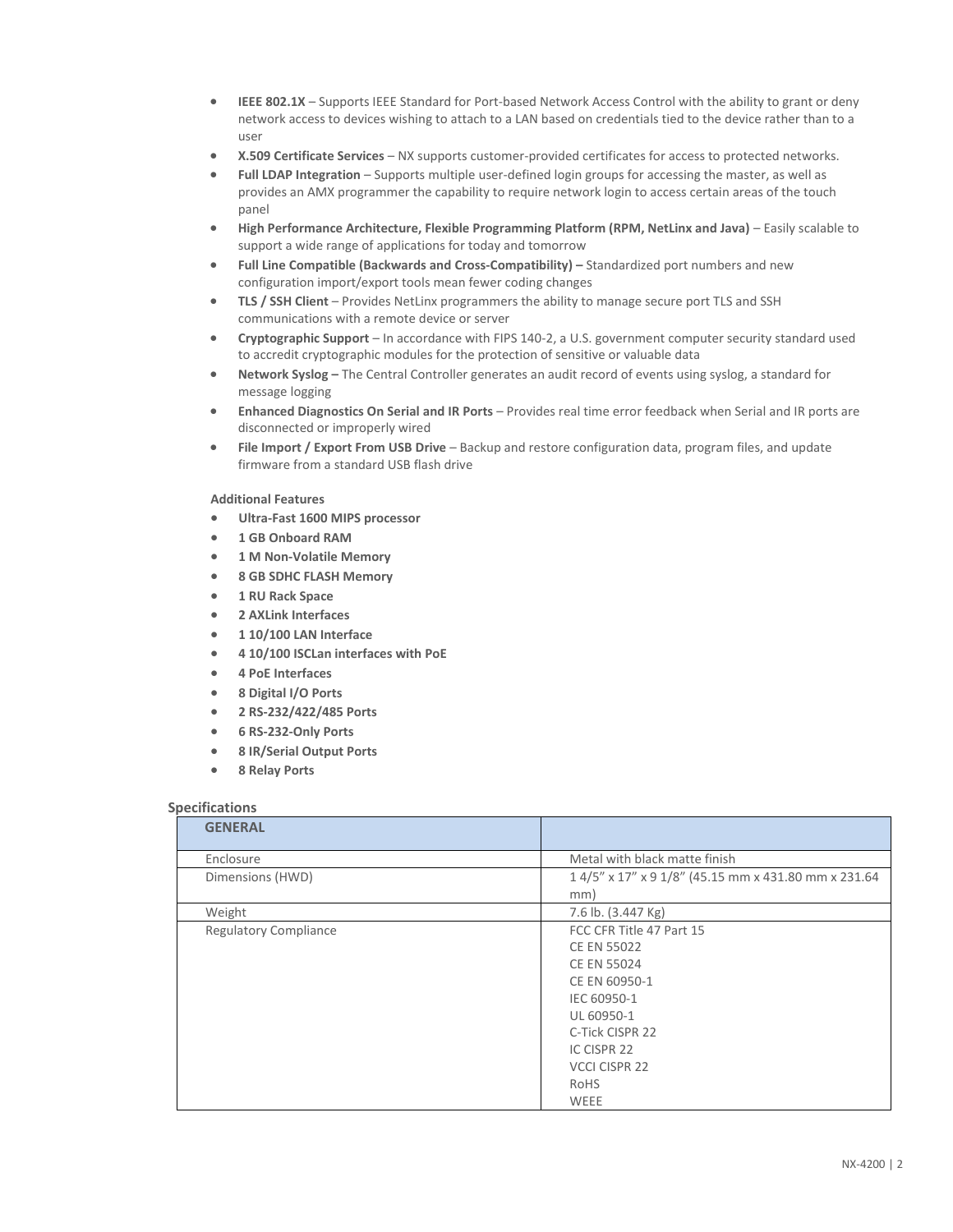- **IEEE 802.1X** – Supports IEEE Standard for Port-based Network Access Control with the ability to grant or deny network access to devices wishing to attach to a LAN based on credentials tied to the device rather than to a user
- **X.509 Certificate Services** – NX supports customer-provided certificates for access to protected networks.
- **Full LDAP Integration** – Supports multiple user-defined login groups for accessing the master, as well as provides an AMX programmer the capability to require network login to access certain areas of the touch panel
- **High Performance Architecture, Flexible Programming Platform (RPM, NetLinx and Java)** – Easily scalable to support a wide range of applications for today and tomorrow
- **Full Line Compatible (Backwards and Cross-Compatibility) –** Standardized port numbers and new configuration import/export tools mean fewer coding changes
- **TLS / SSH Client** – Provides NetLinx programmers the ability to manage secure port TLS and SSH communications with a remote device or server
- **Cryptographic Support** – In accordance with FIPS 140-2, a U.S. government computer security standard used to accredit cryptographic modules for the protection of sensitive or valuable data
- **Network Syslog –** The Central Controller generates an audit record of events using syslog, a standard for message logging
- **Enhanced Diagnostics On Serial and IR Ports** – Provides real time error feedback when Serial and IR ports are disconnected or improperly wired
- **File Import / Export From USB Drive** – Backup and restore configuration data, program files, and update firmware from a standard USB flash drive

**Additional Features**

- **Ultra-Fast 1600 MIPS processor**
- **1 GB Onboard RAM**
- **1 M Non-Volatile Memory**
- **8 GB SDHC FLASH Memory**
- **1 RU Rack Space**
- **2 AXLink Interfaces**
- **1 10/100 LAN Interface**
- **4 10/100 ISCLan interfaces with PoE**
- **4 PoE Interfaces**
- **8 Digital I/O Ports**
- **2 RS-232/422/485 Ports**
- **6 RS-232-Only Ports**
- **8 IR/Serial Output Ports**
- **8 Relay Ports**

## Specifications

| **GENERAL** | |
|---|---|
| Enclosure | Metal with black matte finish |
| Dimensions (HWD) | 1 4/5" x 17" x 9 1/8" (45.15 mm x 431.80 mm x 231.64 mm) |
| Weight | 7.6 lb. (3.447 Kg) |
| Regulatory Compliance | FCC CFR Title 47 Part 15<br>CE EN 55022<br>CE EN 55024<br>CE EN 60950-1<br>IEC 60950-1<br>UL 60950-1<br>C-Tick CISPR 22<br>IC CISPR 22<br>VCCI CISPR 22<br>RoHS<br>WEEE |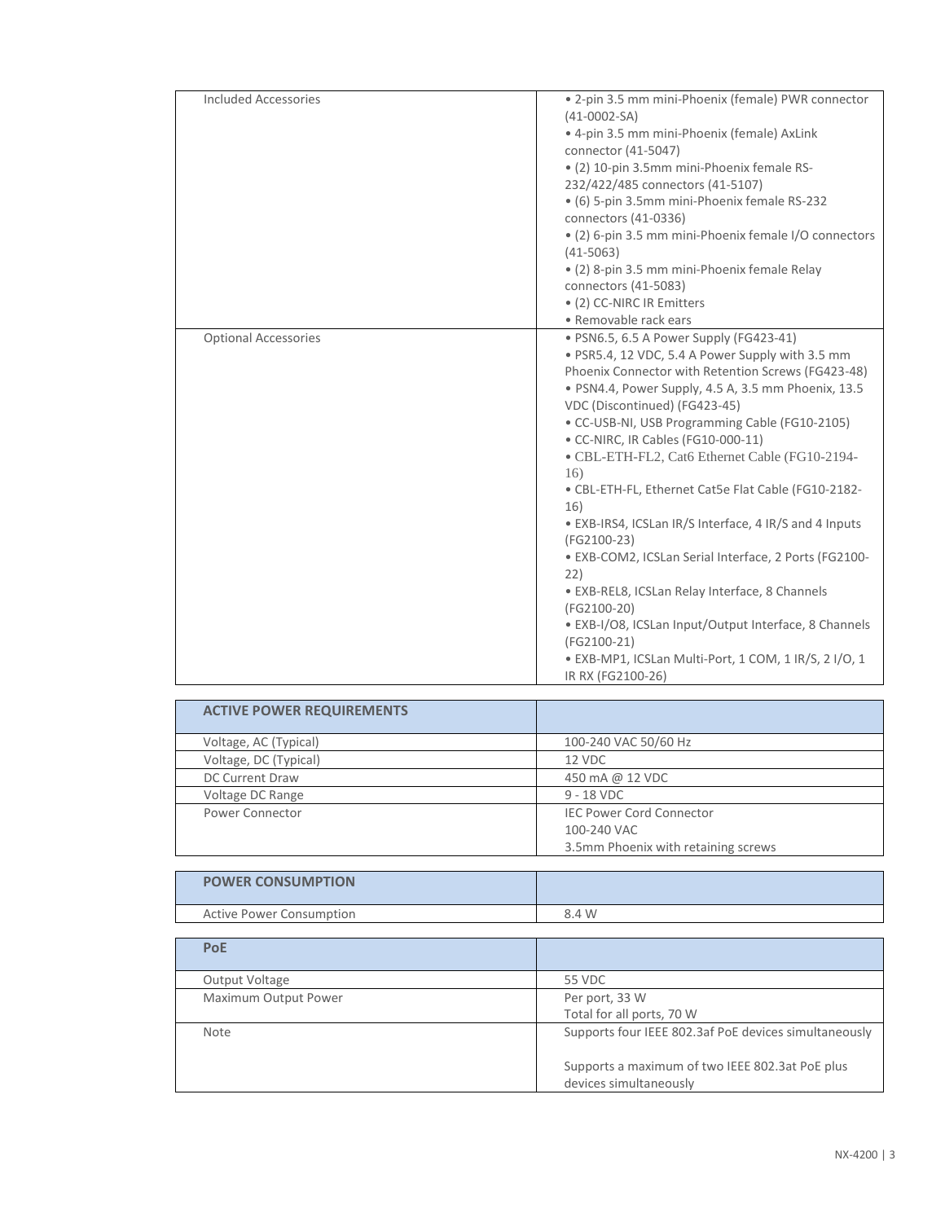| | |
|---|---|
| Included Accessories | • 2-pin 3.5 mm mini-Phoenix (female) PWR connector (41-0002-SA)<br>• 4-pin 3.5 mm mini-Phoenix (female) AxLink connector (41-5047)<br>• (2) 10-pin 3.5mm mini-Phoenix female RS-232/422/485 connectors (41-5107)<br>• (6) 5-pin 3.5mm mini-Phoenix female RS-232 connectors (41-0336)<br>• (2) 6-pin 3.5 mm mini-Phoenix female I/O connectors (41-5063)<br>• (2) 8-pin 3.5 mm mini-Phoenix female Relay connectors (41-5083)<br>• (2) CC-NIRC IR Emitters<br>• Removable rack ears |
| Optional Accessories | • PSN6.5, 6.5 A Power Supply (FG423-41)<br>• PSR5.4, 12 VDC, 5.4 A Power Supply with 3.5 mm Phoenix Connector with Retention Screws (FG423-48)<br>• PSN4.4, Power Supply, 4.5 A, 3.5 mm Phoenix, 13.5 VDC (Discontinued) (FG423-45)<br>• CC-USB-NI, USB Programming Cable (FG10-2105)<br>• CC-NIRC, IR Cables (FG10-000-11)<br>• CBL-ETH-FL2, Cat6 Ethernet Cable (FG10-2194-16)<br>• CBL-ETH-FL, Ethernet Cat5e Flat Cable (FG10-2182-16)<br>• EXB-IRS4, ICSLan IR/S Interface, 4 IR/S and 4 Inputs (FG2100-23)<br>• EXB-COM2, ICSLan Serial Interface, 2 Ports (FG2100-22)<br>• EXB-REL8, ICSLan Relay Interface, 8 Channels (FG2100-20)<br>• EXB-I/O8, ICSLan Input/Output Interface, 8 Channels (FG2100-21)<br>• EXB-MP1, ICSLan Multi-Port, 1 COM, 1 IR/S, 2 I/O, 1 IR RX (FG2100-26) |

| **ACTIVE POWER REQUIREMENTS** | |
|---|---|
| Voltage, AC (Typical) | 100-240 VAC 50/60 Hz |
| Voltage, DC (Typical) | 12 VDC |
| DC Current Draw | 450 mA @ 12 VDC |
| Voltage DC Range | 9 - 18 VDC |
| Power Connector | IEC Power Cord Connector<br>100-240 VAC<br>3.5mm Phoenix with retaining screws |

| **POWER CONSUMPTION** | |
|---|---|
| Active Power Consumption | 8.4 W |

| **PoE** | |
|---|---|
| Output Voltage | 55 VDC |
| Maximum Output Power | Per port, 33 W<br>Total for all ports, 70 W |
| Note | Supports four IEEE 802.3af PoE devices simultaneously<br><br>Supports a maximum of two IEEE 802.3at PoE plus devices simultaneously |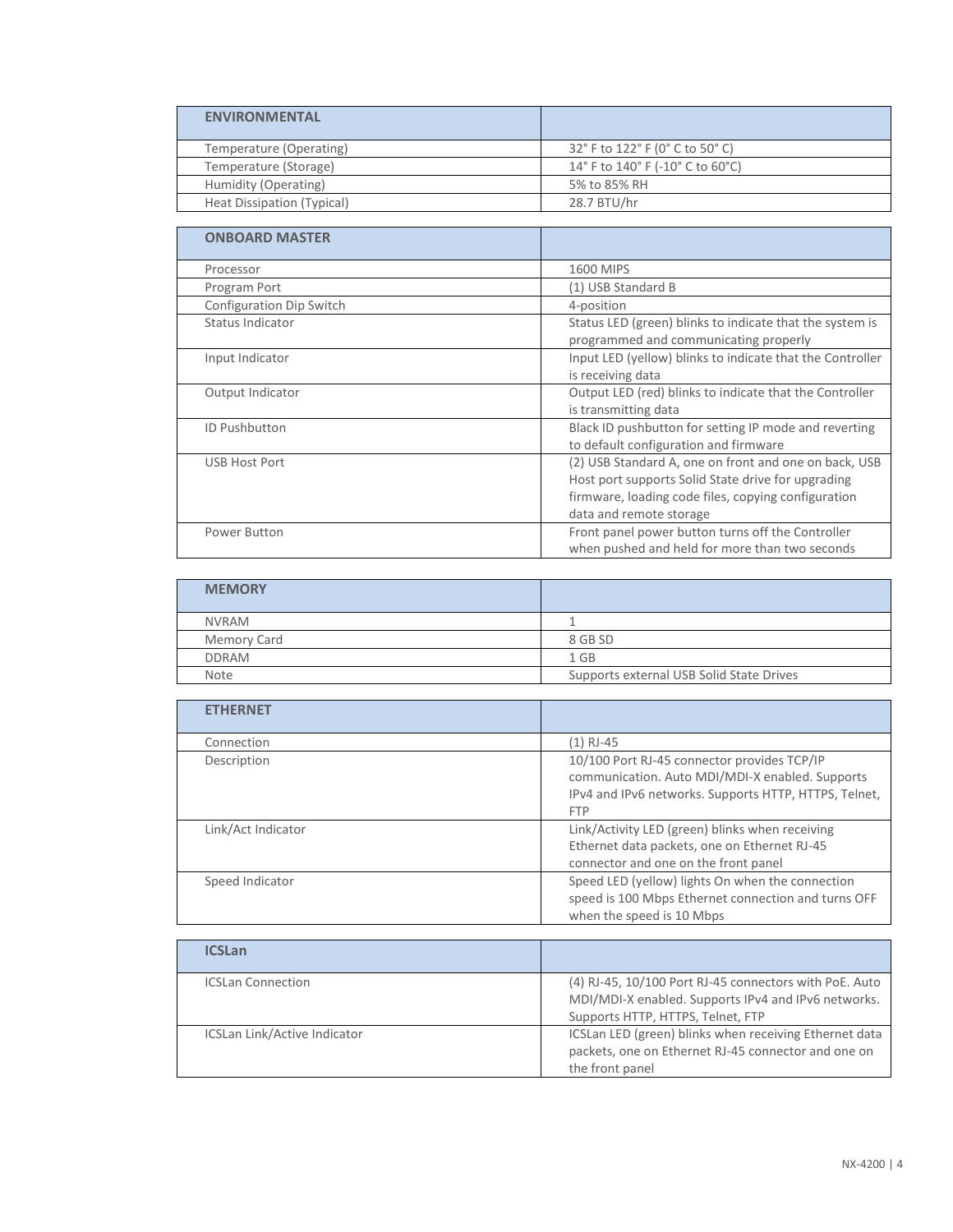| ENVIRONMENTAL | |
|---|---|
| Temperature (Operating) | 32° F to 122° F (0° C to 50° C) |
| Temperature (Storage) | 14° F to 140° F (-10° C to 60°C) |
| Humidity (Operating) | 5% to 85% RH |
| Heat Dissipation (Typical) | 28.7 BTU/hr |

| ONBOARD MASTER | |
|---|---|
| Processor | 1600 MIPS |
| Program Port | (1) USB Standard B |
| Configuration Dip Switch | 4-position |
| Status Indicator | Status LED (green) blinks to indicate that the system is programmed and communicating properly |
| Input Indicator | Input LED (yellow) blinks to indicate that the Controller is receiving data |
| Output Indicator | Output LED (red) blinks to indicate that the Controller is transmitting data |
| ID Pushbutton | Black ID pushbutton for setting IP mode and reverting to default configuration and firmware |
| USB Host Port | (2) USB Standard A, one on front and one on back, USB Host port supports Solid State drive for upgrading firmware, loading code files, copying configuration data and remote storage |
| Power Button | Front panel power button turns off the Controller when pushed and held for more than two seconds |

| MEMORY | |
|---|---|
| NVRAM | 1 |
| Memory Card | 8 GB SD |
| DDRAM | 1 GB |
| Note | Supports external USB Solid State Drives |

| ETHERNET | |
|---|---|
| Connection | (1) RJ-45 |
| Description | 10/100 Port RJ-45 connector provides TCP/IP communication. Auto MDI/MDI-X enabled. Supports IPv4 and IPv6 networks. Supports HTTP, HTTPS, Telnet, FTP |
| Link/Act Indicator | Link/Activity LED (green) blinks when receiving Ethernet data packets, one on Ethernet RJ-45 connector and one on the front panel |
| Speed Indicator | Speed LED (yellow) lights On when the connection speed is 100 Mbps Ethernet connection and turns OFF when the speed is 10 Mbps |

| ICSLan | |
|---|---|
| ICSLan Connection | (4) RJ-45, 10/100 Port RJ-45 connectors with PoE. Auto MDI/MDI-X enabled. Supports IPv4 and IPv6 networks. Supports HTTP, HTTPS, Telnet, FTP |
| ICSLan Link/Active Indicator | ICSLan LED (green) blinks when receiving Ethernet data packets, one on Ethernet RJ-45 connector and one on the front panel |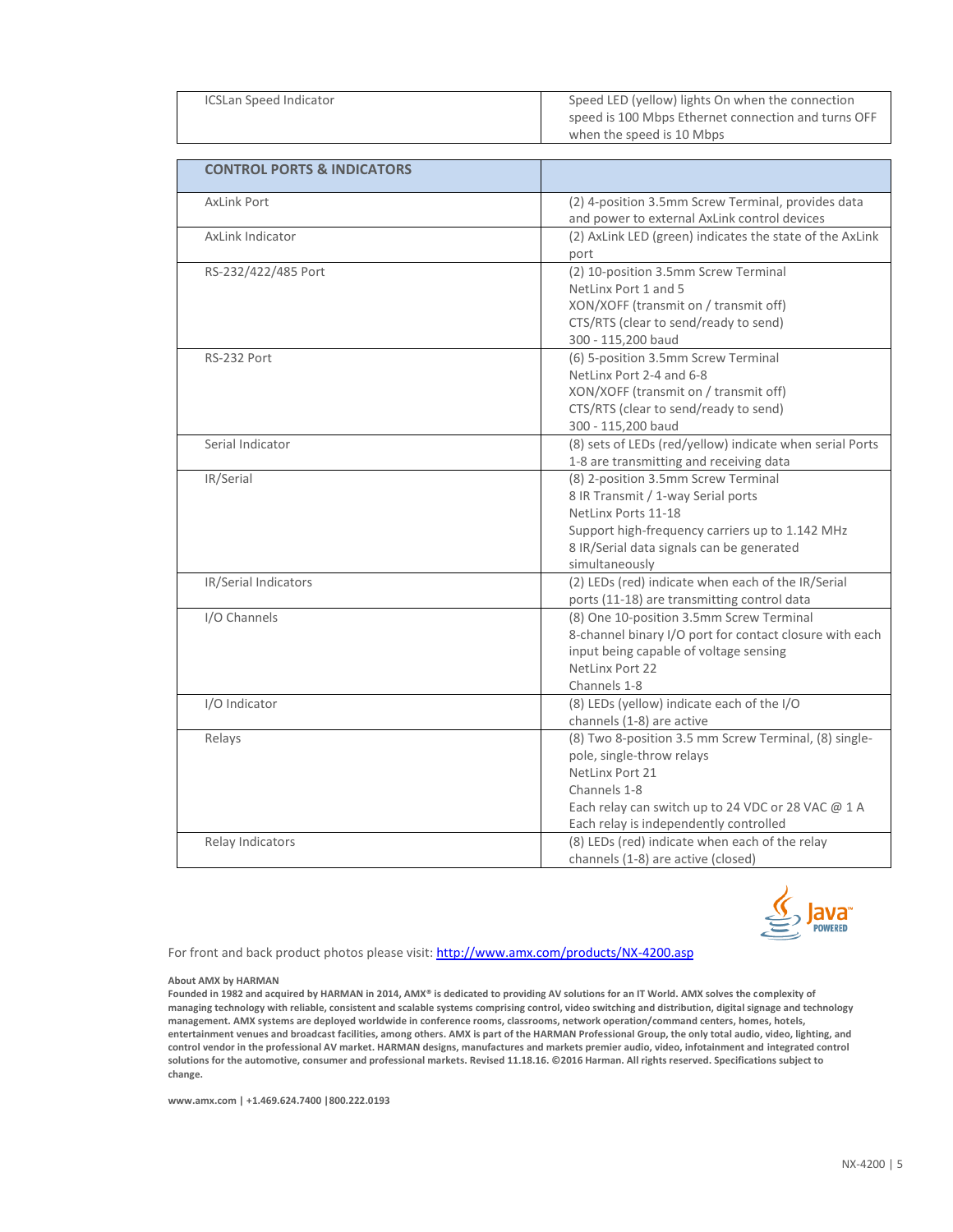| | |
|---|---|
| ICSLan Speed Indicator | Speed LED (yellow) lights On when the connection speed is 100 Mbps Ethernet connection and turns OFF when the speed is 10 Mbps |

| **CONTROL PORTS & INDICATORS** | |
|---|---|
| AxLink Port | (2) 4-position 3.5mm Screw Terminal, provides data and power to external AxLink control devices |
| AxLink Indicator | (2) AxLink LED (green) indicates the state of the AxLink port |
| RS-232/422/485 Port | (2) 10-position 3.5mm Screw Terminal<br>NetLinx Port 1 and 5<br>XON/XOFF (transmit on / transmit off)<br>CTS/RTS (clear to send/ready to send)<br>300 - 115,200 baud |
| RS-232 Port | (6) 5-position 3.5mm Screw Terminal<br>NetLinx Port 2-4 and 6-8<br>XON/XOFF (transmit on / transmit off)<br>CTS/RTS (clear to send/ready to send)<br>300 - 115,200 baud |
| Serial Indicator | (8) sets of LEDs (red/yellow) indicate when serial Ports 1-8 are transmitting and receiving data |
| IR/Serial | (8) 2-position 3.5mm Screw Terminal<br>8 IR Transmit / 1-way Serial ports<br>NetLinx Ports 11-18<br>Support high-frequency carriers up to 1.142 MHz<br>8 IR/Serial data signals can be generated simultaneously |
| IR/Serial Indicators | (2) LEDs (red) indicate when each of the IR/Serial ports (11-18) are transmitting control data |
| I/O Channels | (8) One 10-position 3.5mm Screw Terminal<br>8-channel binary I/O port for contact closure with each input being capable of voltage sensing<br>NetLinx Port 22<br>Channels 1-8 |
| I/O Indicator | (8) LEDs (yellow) indicate each of the I/O channels (1-8) are active |
| Relays | (8) Two 8-position 3.5 mm Screw Terminal, (8) single-pole, single-throw relays<br>NetLinx Port 21<br>Channels 1-8<br>Each relay can switch up to 24 VDC or 28 VAC @ 1 A<br>Each relay is independently controlled |
| Relay Indicators | (8) LEDs (red) indicate when each of the relay channels (1-8) are active (closed) |

Java POWERED

For front and back product photos please visit: [http://www.amx.com/products/NX-4200.asp](http://www.amx.com/products/NX-4200.asp)

**About AMX by HARMAN**

**Founded in 1982 and acquired by HARMAN in 2014, AMX® is dedicated to providing AV solutions for an IT World. AMX solves the complexity of managing technology with reliable, consistent and scalable systems comprising control, video switching and distribution, digital signage and technology management. AMX systems are deployed worldwide in conference rooms, classrooms, network operation/command centers, homes, hotels, entertainment venues and broadcast facilities, among others. AMX is part of the HARMAN Professional Group, the only total audio, video, lighting, and control vendor in the professional AV market. HARMAN designs, manufactures and markets premier audio, video, infotainment and integrated control solutions for the automotive, consumer and professional markets. Revised 11.18.16. ©2016 Harman. All rights reserved. Specifications subject to change.**

**www.amx.com | +1.469.624.7400 |800.222.0193**